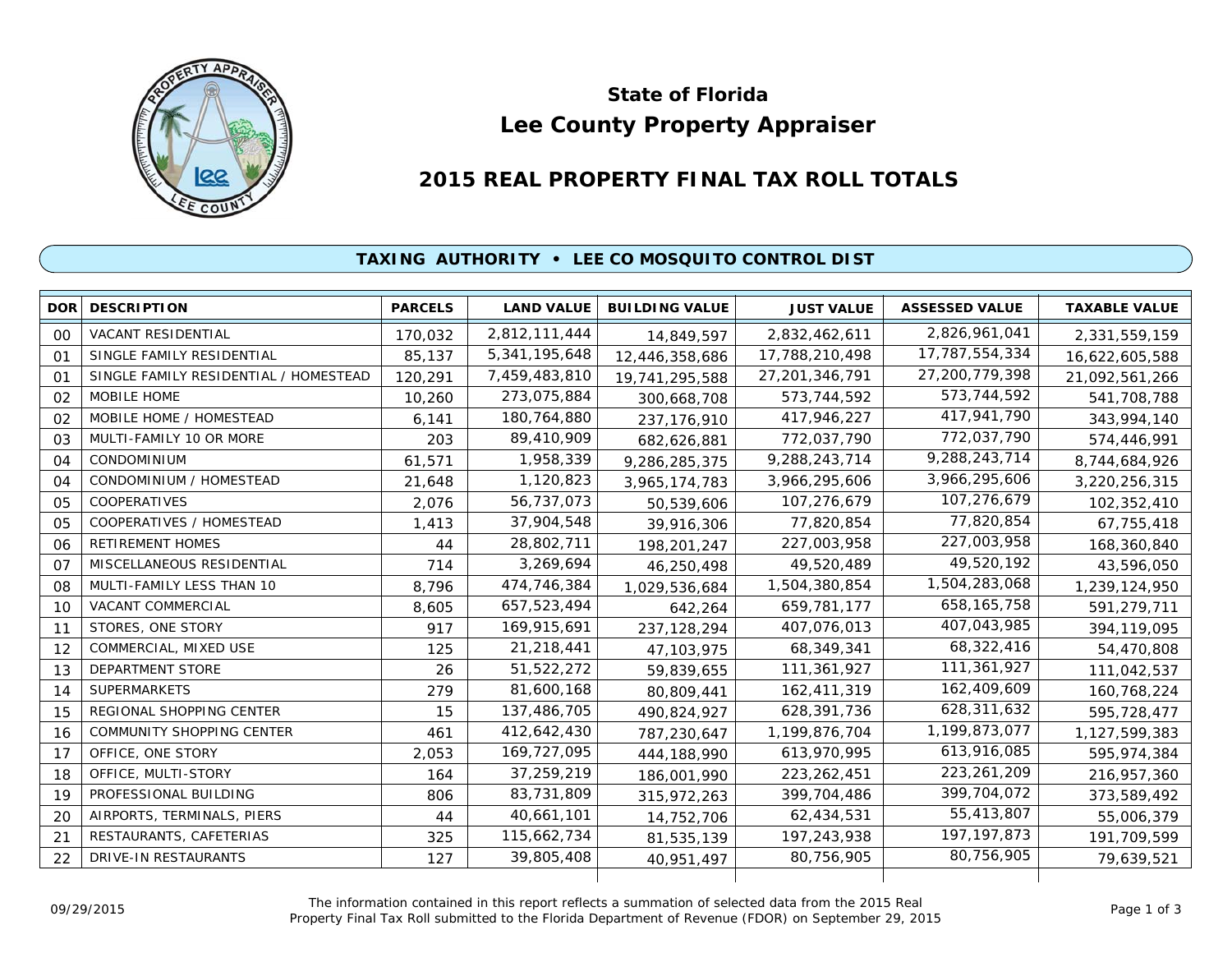# State of Florida
# Lee County Property Appraiser

## 2015 REAL PROPERTY FINAL TAX ROLL TOTALS

### TAXING AUTHORITY • LEE CO MOSQUITO CONTROL DIST

| DOR | DESCRIPTION | PARCELS | LAND VALUE | BUILDING VALUE | JUST VALUE | ASSESSED VALUE | TAXABLE VALUE |
|---|---|---|---|---|---|---|---|
| 00 | VACANT RESIDENTIAL | 170,032 | 2,812,111,444 | 14,849,597 | 2,832,462,611 | 2,826,961,041 | 2,331,559,159 |
| 01 | SINGLE FAMILY RESIDENTIAL | 85,137 | 5,341,195,648 | 12,446,358,686 | 17,788,210,498 | 17,787,554,334 | 16,622,605,588 |
| 01 | SINGLE FAMILY RESIDENTIAL / HOMESTEAD | 120,291 | 7,459,483,810 | 19,741,295,588 | 27,201,346,791 | 27,200,779,398 | 21,092,561,266 |
| 02 | MOBILE HOME | 10,260 | 273,075,884 | 300,668,708 | 573,744,592 | 573,744,592 | 541,708,788 |
| 02 | MOBILE HOME / HOMESTEAD | 6,141 | 180,764,880 | 237,176,910 | 417,946,227 | 417,941,790 | 343,994,140 |
| 03 | MULTI-FAMILY 10 OR MORE | 203 | 89,410,909 | 682,626,881 | 772,037,790 | 772,037,790 | 574,446,991 |
| 04 | CONDOMINIUM | 61,571 | 1,958,339 | 9,286,285,375 | 9,288,243,714 | 9,288,243,714 | 8,744,684,926 |
| 04 | CONDOMINIUM / HOMESTEAD | 21,648 | 1,120,823 | 3,965,174,783 | 3,966,295,606 | 3,966,295,606 | 3,220,256,315 |
| 05 | COOPERATIVES | 2,076 | 56,737,073 | 50,539,606 | 107,276,679 | 107,276,679 | 102,352,410 |
| 05 | COOPERATIVES / HOMESTEAD | 1,413 | 37,904,548 | 39,916,306 | 77,820,854 | 77,820,854 | 67,755,418 |
| 06 | RETIREMENT HOMES | 44 | 28,802,711 | 198,201,247 | 227,003,958 | 227,003,958 | 168,360,840 |
| 07 | MISCELLANEOUS RESIDENTIAL | 714 | 3,269,694 | 46,250,498 | 49,520,489 | 49,520,192 | 43,596,050 |
| 08 | MULTI-FAMILY LESS THAN 10 | 8,796 | 474,746,384 | 1,029,536,684 | 1,504,380,854 | 1,504,283,068 | 1,239,124,950 |
| 10 | VACANT COMMERCIAL | 8,605 | 657,523,494 | 642,264 | 659,781,177 | 658,165,758 | 591,279,711 |
| 11 | STORES, ONE STORY | 917 | 169,915,691 | 237,128,294 | 407,076,013 | 407,043,985 | 394,119,095 |
| 12 | COMMERCIAL, MIXED USE | 125 | 21,218,441 | 47,103,975 | 68,349,341 | 68,322,416 | 54,470,808 |
| 13 | DEPARTMENT STORE | 26 | 51,522,272 | 59,839,655 | 111,361,927 | 111,361,927 | 111,042,537 |
| 14 | SUPERMARKETS | 279 | 81,600,168 | 80,809,441 | 162,411,319 | 162,409,609 | 160,768,224 |
| 15 | REGIONAL SHOPPING CENTER | 15 | 137,486,705 | 490,824,927 | 628,391,736 | 628,311,632 | 595,728,477 |
| 16 | COMMUNITY SHOPPING CENTER | 461 | 412,642,430 | 787,230,647 | 1,199,876,704 | 1,199,873,077 | 1,127,599,383 |
| 17 | OFFICE, ONE STORY | 2,053 | 169,727,095 | 444,188,990 | 613,970,995 | 613,916,085 | 595,974,384 |
| 18 | OFFICE, MULTI-STORY | 164 | 37,259,219 | 186,001,990 | 223,262,451 | 223,261,209 | 216,957,360 |
| 19 | PROFESSIONAL BUILDING | 806 | 83,731,809 | 315,972,263 | 399,704,486 | 399,704,072 | 373,589,492 |
| 20 | AIRPORTS, TERMINALS, PIERS | 44 | 40,661,101 | 14,752,706 | 62,434,531 | 55,413,807 | 55,006,379 |
| 21 | RESTAURANTS, CAFETERIAS | 325 | 115,662,734 | 81,535,139 | 197,243,938 | 197,197,873 | 191,709,599 |
| 22 | DRIVE-IN RESTAURANTS | 127 | 39,805,408 | 40,951,497 | 80,756,905 | 80,756,905 | 79,639,521 |

09/29/2015

The information contained in this report reflects a summation of selected data from the 2015 Real Property Final Tax Roll submitted to the Florida Department of Revenue (FDOR) on September 29, 2015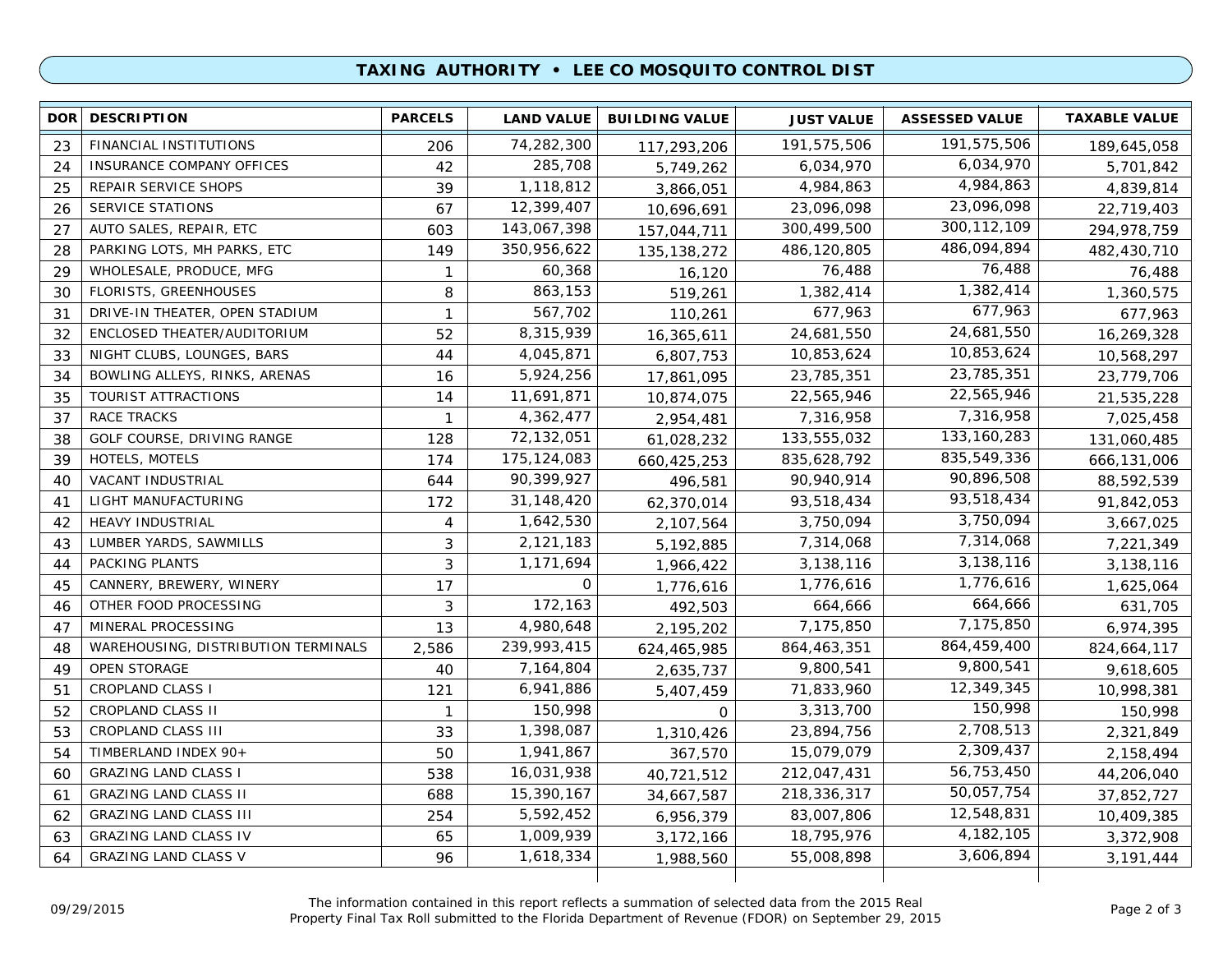# TAXING AUTHORITY • LEE CO MOSQUITO CONTROL DIST

| DOR | DESCRIPTION | PARCELS | LAND VALUE | BUILDING VALUE | JUST VALUE | ASSESSED VALUE | TAXABLE VALUE |
|---|---|---|---|---|---|---|---|
| 23 | FINANCIAL INSTITUTIONS | 206 | 74,282,300 | 117,293,206 | 191,575,506 | 191,575,506 | 189,645,058 |
| 24 | INSURANCE COMPANY OFFICES | 42 | 285,708 | 5,749,262 | 6,034,970 | 6,034,970 | 5,701,842 |
| 25 | REPAIR SERVICE SHOPS | 39 | 1,118,812 | 3,866,051 | 4,984,863 | 4,984,863 | 4,839,814 |
| 26 | SERVICE STATIONS | 67 | 12,399,407 | 10,696,691 | 23,096,098 | 23,096,098 | 22,719,403 |
| 27 | AUTO SALES, REPAIR, ETC | 603 | 143,067,398 | 157,044,711 | 300,499,500 | 300,112,109 | 294,978,759 |
| 28 | PARKING LOTS, MH PARKS, ETC | 149 | 350,956,622 | 135,138,272 | 486,120,805 | 486,094,894 | 482,430,710 |
| 29 | WHOLESALE, PRODUCE, MFG | 1 | 60,368 | 16,120 | 76,488 | 76,488 | 76,488 |
| 30 | FLORISTS, GREENHOUSES | 8 | 863,153 | 519,261 | 1,382,414 | 1,382,414 | 1,360,575 |
| 31 | DRIVE-IN THEATER, OPEN STADIUM | 1 | 567,702 | 110,261 | 677,963 | 677,963 | 677,963 |
| 32 | ENCLOSED THEATER/AUDITORIUM | 52 | 8,315,939 | 16,365,611 | 24,681,550 | 24,681,550 | 16,269,328 |
| 33 | NIGHT CLUBS, LOUNGES, BARS | 44 | 4,045,871 | 6,807,753 | 10,853,624 | 10,853,624 | 10,568,297 |
| 34 | BOWLING ALLEYS, RINKS, ARENAS | 16 | 5,924,256 | 17,861,095 | 23,785,351 | 23,785,351 | 23,779,706 |
| 35 | TOURIST ATTRACTIONS | 14 | 11,691,871 | 10,874,075 | 22,565,946 | 22,565,946 | 21,535,228 |
| 37 | RACE TRACKS | 1 | 4,362,477 | 2,954,481 | 7,316,958 | 7,316,958 | 7,025,458 |
| 38 | GOLF COURSE, DRIVING RANGE | 128 | 72,132,051 | 61,028,232 | 133,555,032 | 133,160,283 | 131,060,485 |
| 39 | HOTELS, MOTELS | 174 | 175,124,083 | 660,425,253 | 835,628,792 | 835,549,336 | 666,131,006 |
| 40 | VACANT INDUSTRIAL | 644 | 90,399,927 | 496,581 | 90,940,914 | 90,896,508 | 88,592,539 |
| 41 | LIGHT MANUFACTURING | 172 | 31,148,420 | 62,370,014 | 93,518,434 | 93,518,434 | 91,842,053 |
| 42 | HEAVY INDUSTRIAL | 4 | 1,642,530 | 2,107,564 | 3,750,094 | 3,750,094 | 3,667,025 |
| 43 | LUMBER YARDS, SAWMILLS | 3 | 2,121,183 | 5,192,885 | 7,314,068 | 7,314,068 | 7,221,349 |
| 44 | PACKING PLANTS | 3 | 1,171,694 | 1,966,422 | 3,138,116 | 3,138,116 | 3,138,116 |
| 45 | CANNERY, BREWERY, WINERY | 17 | 0 | 1,776,616 | 1,776,616 | 1,776,616 | 1,625,064 |
| 46 | OTHER FOOD PROCESSING | 3 | 172,163 | 492,503 | 664,666 | 664,666 | 631,705 |
| 47 | MINERAL PROCESSING | 13 | 4,980,648 | 2,195,202 | 7,175,850 | 7,175,850 | 6,974,395 |
| 48 | WAREHOUSING, DISTRIBUTION TERMINALS | 2,586 | 239,993,415 | 624,465,985 | 864,463,351 | 864,459,400 | 824,664,117 |
| 49 | OPEN STORAGE | 40 | 7,164,804 | 2,635,737 | 9,800,541 | 9,800,541 | 9,618,605 |
| 51 | CROPLAND CLASS I | 121 | 6,941,886 | 5,407,459 | 71,833,960 | 12,349,345 | 10,998,381 |
| 52 | CROPLAND CLASS II | 1 | 150,998 | 0 | 3,313,700 | 150,998 | 150,998 |
| 53 | CROPLAND CLASS III | 33 | 1,398,087 | 1,310,426 | 23,894,756 | 2,708,513 | 2,321,849 |
| 54 | TIMBERLAND INDEX 90+ | 50 | 1,941,867 | 367,570 | 15,079,079 | 2,309,437 | 2,158,494 |
| 60 | GRAZING LAND CLASS I | 538 | 16,031,938 | 40,721,512 | 212,047,431 | 56,753,450 | 44,206,040 |
| 61 | GRAZING LAND CLASS II | 688 | 15,390,167 | 34,667,587 | 218,336,317 | 50,057,754 | 37,852,727 |
| 62 | GRAZING LAND CLASS III | 254 | 5,592,452 | 6,956,379 | 83,007,806 | 12,548,831 | 10,409,385 |
| 63 | GRAZING LAND CLASS IV | 65 | 1,009,939 | 3,172,166 | 18,795,976 | 4,182,105 | 3,372,908 |
| 64 | GRAZING LAND CLASS V | 96 | 1,618,334 | 1,988,560 | 55,008,898 | 3,606,894 | 3,191,444 |

09/29/2015

The information contained in this report reflects a summation of selected data from the 2015 Real Property Final Tax Roll submitted to the Florida Department of Revenue (FDOR) on September 29, 2015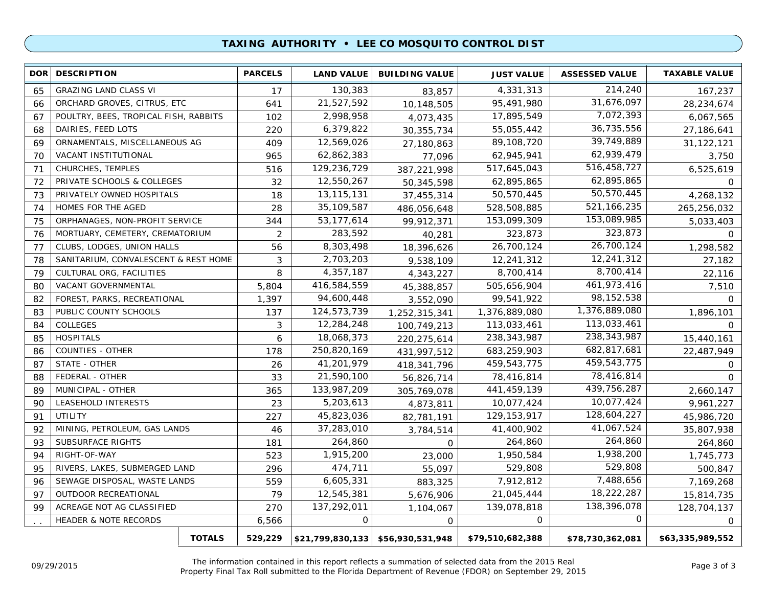## TAXING AUTHORITY • LEE CO MOSQUITO CONTROL DIST

| DOR | DESCRIPTION | PARCELS | LAND VALUE | BUILDING VALUE | JUST VALUE | ASSESSED VALUE | TAXABLE VALUE |
|---|---|---|---|---|---|---|---|
| 65 | GRAZING LAND CLASS VI | 17 | 130,383 | 83,857 | 4,331,313 | 214,240 | 167,237 |
| 66 | ORCHARD GROVES, CITRUS, ETC | 641 | 21,527,592 | 10,148,505 | 95,491,980 | 31,676,097 | 28,234,674 |
| 67 | POULTRY, BEES, TROPICAL FISH, RABBITS | 102 | 2,998,958 | 4,073,435 | 17,895,549 | 7,072,393 | 6,067,565 |
| 68 | DAIRIES, FEED LOTS | 220 | 6,379,822 | 30,355,734 | 55,055,442 | 36,735,556 | 27,186,641 |
| 69 | ORNAMENTALS, MISCELLANEOUS AG | 409 | 12,569,026 | 27,180,863 | 89,108,720 | 39,749,889 | 31,122,121 |
| 70 | VACANT INSTITUTIONAL | 965 | 62,862,383 | 77,096 | 62,945,941 | 62,939,479 | 3,750 |
| 71 | CHURCHES, TEMPLES | 516 | 129,236,729 | 387,221,998 | 517,645,043 | 516,458,727 | 6,525,619 |
| 72 | PRIVATE SCHOOLS & COLLEGES | 32 | 12,550,267 | 50,345,598 | 62,895,865 | 62,895,865 | 0 |
| 73 | PRIVATELY OWNED HOSPITALS | 18 | 13,115,131 | 37,455,314 | 50,570,445 | 50,570,445 | 4,268,132 |
| 74 | HOMES FOR THE AGED | 28 | 35,109,587 | 486,056,648 | 528,508,885 | 521,166,235 | 265,256,032 |
| 75 | ORPHANAGES, NON-PROFIT SERVICE | 344 | 53,177,614 | 99,912,371 | 153,099,309 | 153,089,985 | 5,033,403 |
| 76 | MORTUARY, CEMETERY, CREMATORIUM | 2 | 283,592 | 40,281 | 323,873 | 323,873 | 0 |
| 77 | CLUBS, LODGES, UNION HALLS | 56 | 8,303,498 | 18,396,626 | 26,700,124 | 26,700,124 | 1,298,582 |
| 78 | SANITARIUM, CONVALESCENT & REST HOME | 3 | 2,703,203 | 9,538,109 | 12,241,312 | 12,241,312 | 27,182 |
| 79 | CULTURAL ORG, FACILITIES | 8 | 4,357,187 | 4,343,227 | 8,700,414 | 8,700,414 | 22,116 |
| 80 | VACANT GOVERNMENTAL | 5,804 | 416,584,559 | 45,388,857 | 505,656,904 | 461,973,416 | 7,510 |
| 82 | FOREST, PARKS, RECREATIONAL | 1,397 | 94,600,448 | 3,552,090 | 99,541,922 | 98,152,538 | 0 |
| 83 | PUBLIC COUNTY SCHOOLS | 137 | 124,573,739 | 1,252,315,341 | 1,376,889,080 | 1,376,889,080 | 1,896,101 |
| 84 | COLLEGES | 3 | 12,284,248 | 100,749,213 | 113,033,461 | 113,033,461 | 0 |
| 85 | HOSPITALS | 6 | 18,068,373 | 220,275,614 | 238,343,987 | 238,343,987 | 15,440,161 |
| 86 | COUNTIES - OTHER | 178 | 250,820,169 | 431,997,512 | 683,259,903 | 682,817,681 | 22,487,949 |
| 87 | STATE - OTHER | 26 | 41,201,979 | 418,341,796 | 459,543,775 | 459,543,775 | 0 |
| 88 | FEDERAL - OTHER | 33 | 21,590,100 | 56,826,714 | 78,416,814 | 78,416,814 | 0 |
| 89 | MUNICIPAL - OTHER | 365 | 133,987,209 | 305,769,078 | 441,459,139 | 439,756,287 | 2,660,147 |
| 90 | LEASEHOLD INTERESTS | 23 | 5,203,613 | 4,873,811 | 10,077,424 | 10,077,424 | 9,961,227 |
| 91 | UTILITY | 227 | 45,823,036 | 82,781,191 | 129,153,917 | 128,604,227 | 45,986,720 |
| 92 | MINING, PETROLEUM, GAS LANDS | 46 | 37,283,010 | 3,784,514 | 41,400,902 | 41,067,524 | 35,807,938 |
| 93 | SUBSURFACE RIGHTS | 181 | 264,860 | 0 | 264,860 | 264,860 | 264,860 |
| 94 | RIGHT-OF-WAY | 523 | 1,915,200 | 23,000 | 1,950,584 | 1,938,200 | 1,745,773 |
| 95 | RIVERS, LAKES, SUBMERGED LAND | 296 | 474,711 | 55,097 | 529,808 | 529,808 | 500,847 |
| 96 | SEWAGE DISPOSAL, WASTE LANDS | 559 | 6,605,331 | 883,325 | 7,912,812 | 7,488,656 | 7,169,268 |
| 97 | OUTDOOR RECREATIONAL | 79 | 12,545,381 | 5,676,906 | 21,045,444 | 18,222,287 | 15,814,735 |
| 99 | ACREAGE NOT AG CLASSIFIED | 270 | 137,292,011 | 1,104,067 | 139,078,818 | 138,396,078 | 128,704,137 |
| .. | HEADER & NOTE RECORDS | 6,566 | 0 | 0 | 0 | 0 | 0 |
| | **TOTALS** | **529,229** | **$21,799,830,133** | **$56,930,531,948** | **$79,510,682,388** | **$78,730,362,081** | **$63,335,989,552** |

09/29/2015

The information contained in this report reflects a summation of selected data from the 2015 Real Property Final Tax Roll submitted to the Florida Department of Revenue (FDOR) on September 29, 2015